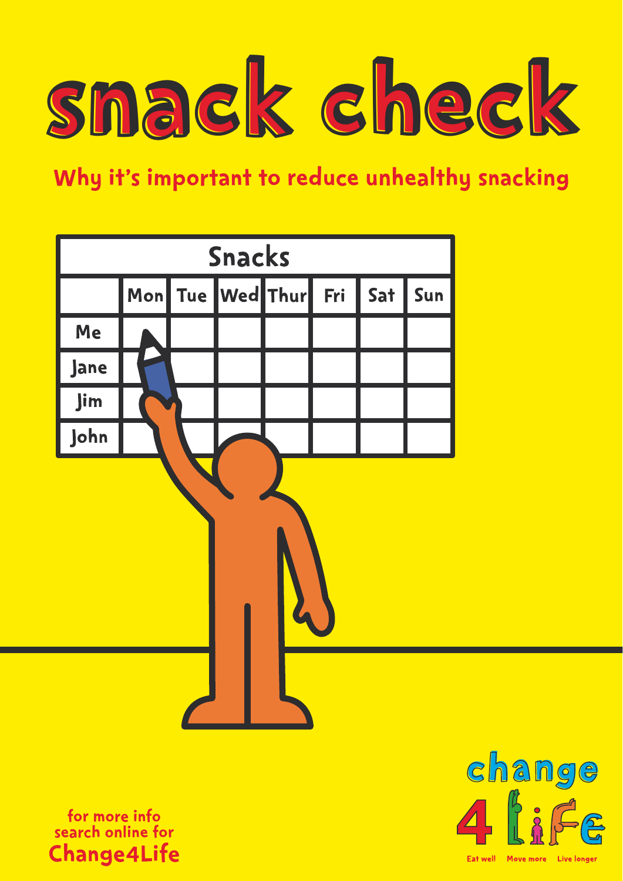# snack check

## Why it's important to reduce unhealthy snacking

| Snacks | | | | | | | |
|---|---|---|---|---|---|---|---|
| | Mon | Tue | Wed | Thur | Fri | Sat | Sun |
| Me | | | | | | | |
| Jane | | | | | | | |
| Jim | | | | | | | |
| John | | | | | | | |

for more info search online for **Change4Life**

change 4 Life

Eat well Move more Live longer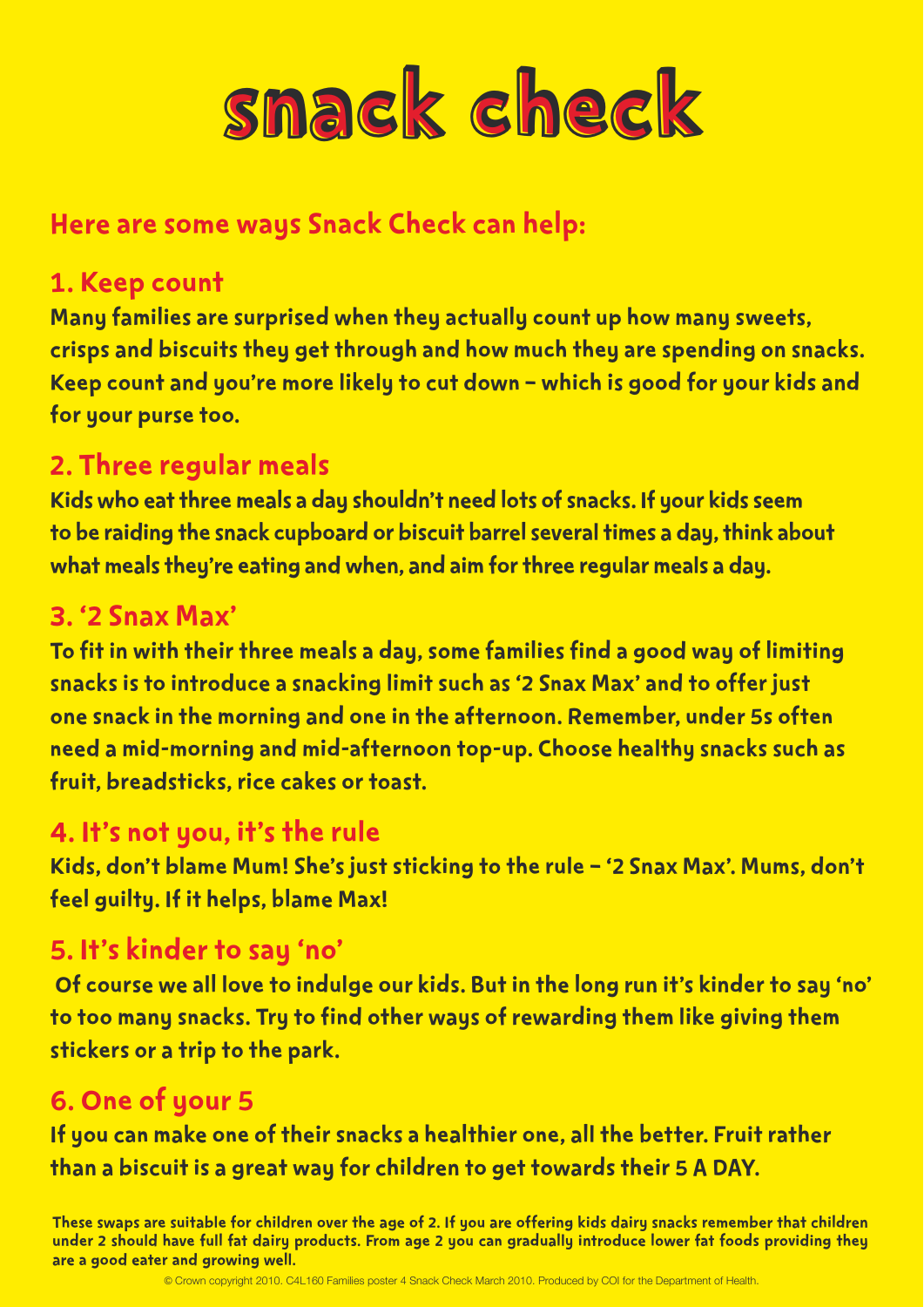# snack check

## Here are some ways Snack Check can help:

### 1. Keep count

Many families are surprised when they actually count up how many sweets, crisps and biscuits they get through and how much they are spending on snacks. Keep count and you're more likely to cut down – which is good for your kids and for your purse too.

### 2. Three regular meals

Kids who eat three meals a day shouldn't need lots of snacks. If your kids seem to be raiding the snack cupboard or biscuit barrel several times a day, think about what meals they're eating and when, and aim for three regular meals a day.

### 3. '2 Snax Max'

To fit in with their three meals a day, some families find a good way of limiting snacks is to introduce a snacking limit such as '2 Snax Max' and to offer just one snack in the morning and one in the afternoon. Remember, under 5s often need a mid-morning and mid-afternoon top-up. Choose healthy snacks such as fruit, breadsticks, rice cakes or toast.

### 4. It's not you, it's the rule

Kids, don't blame Mum! She's just sticking to the rule – '2 Snax Max'. Mums, don't feel guilty. If it helps, blame Max!

### 5. It's kinder to say 'no'

Of course we all love to indulge our kids. But in the long run it's kinder to say 'no' to too many snacks. Try to find other ways of rewarding them like giving them stickers or a trip to the park.

### 6. One of your 5

If you can make one of their snacks a healthier one, all the better. Fruit rather than a biscuit is a great way for children to get towards their 5 A DAY.

These swaps are suitable for children over the age of 2. If you are offering kids dairy snacks remember that children under 2 should have full fat dairy products. From age 2 you can gradually introduce lower fat foods providing they are a good eater and growing well.

© Crown copyright 2010. C4L160 Families poster 4 Snack Check March 2010. Produced by COI for the Department of Health.